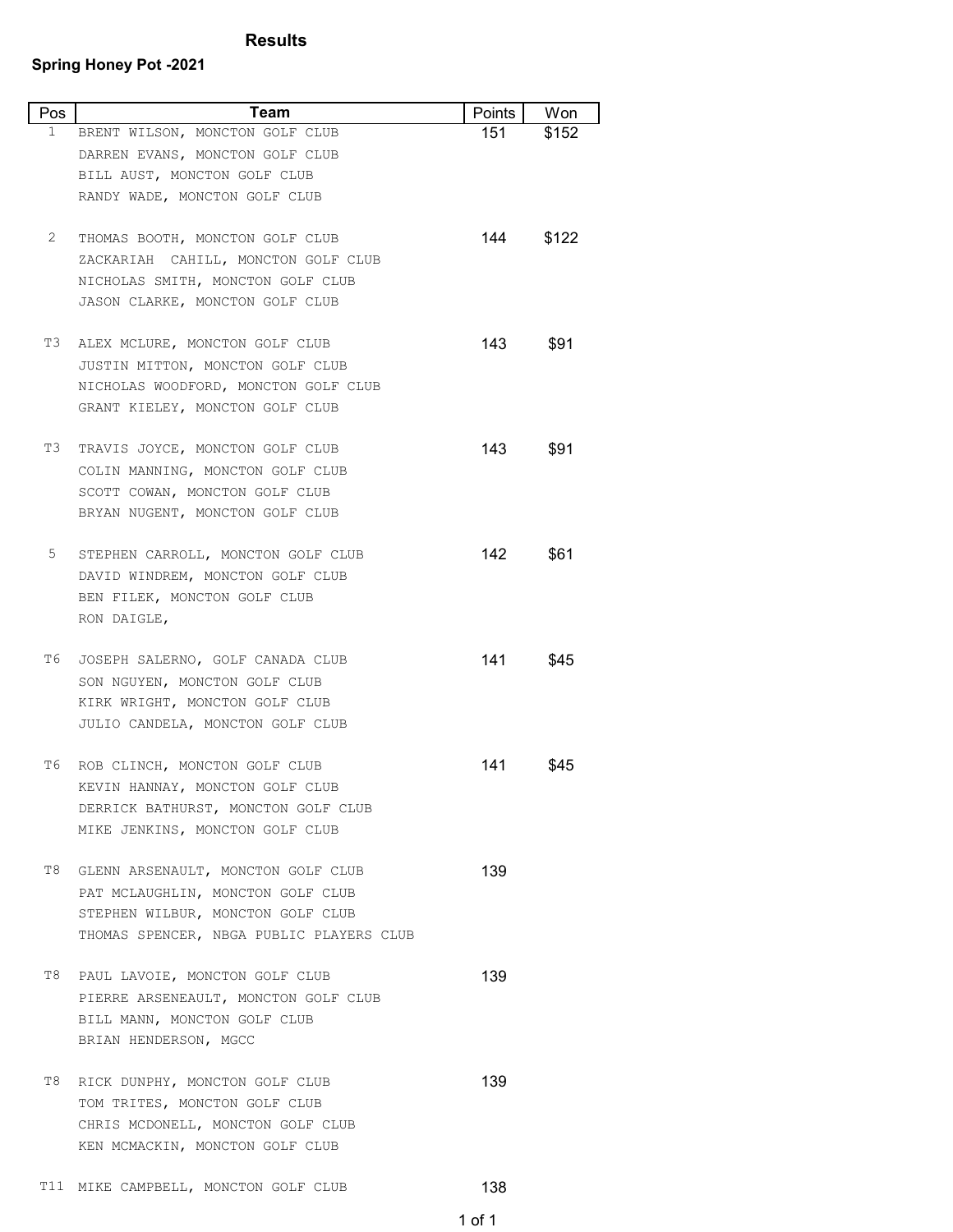# Results

## Spring Honey Pot -2021

| Pos | Team | Points | Won |
|---|---|---|---|
| 1 | BRENT WILSON, MONCTON GOLF CLUB<br>DARREN EVANS, MONCTON GOLF CLUB<br>BILL AUST, MONCTON GOLF CLUB<br>RANDY WADE, MONCTON GOLF CLUB | 151 | $152 |
| 2 | THOMAS BOOTH, MONCTON GOLF CLUB<br>ZACKARIAH CAHILL, MONCTON GOLF CLUB<br>NICHOLAS SMITH, MONCTON GOLF CLUB<br>JASON CLARKE, MONCTON GOLF CLUB | 144 | $122 |
| T3 | ALEX MCLURE, MONCTON GOLF CLUB<br>JUSTIN MITTON, MONCTON GOLF CLUB<br>NICHOLAS WOODFORD, MONCTON GOLF CLUB<br>GRANT KIELEY, MONCTON GOLF CLUB | 143 | $91 |
| T3 | TRAVIS JOYCE, MONCTON GOLF CLUB<br>COLIN MANNING, MONCTON GOLF CLUB<br>SCOTT COWAN, MONCTON GOLF CLUB<br>BRYAN NUGENT, MONCTON GOLF CLUB | 143 | $91 |
| 5 | STEPHEN CARROLL, MONCTON GOLF CLUB<br>DAVID WINDREM, MONCTON GOLF CLUB<br>BEN FILEK, MONCTON GOLF CLUB<br>RON DAIGLE, | 142 | $61 |
| T6 | JOSEPH SALERNO, GOLF CANADA CLUB<br>SON NGUYEN, MONCTON GOLF CLUB<br>KIRK WRIGHT, MONCTON GOLF CLUB<br>JULIO CANDELA, MONCTON GOLF CLUB | 141 | $45 |
| T6 | ROB CLINCH, MONCTON GOLF CLUB<br>KEVIN HANNAY, MONCTON GOLF CLUB<br>DERRICK BATHURST, MONCTON GOLF CLUB<br>MIKE JENKINS, MONCTON GOLF CLUB | 141 | $45 |
| T8 | GLENN ARSENAULT, MONCTON GOLF CLUB<br>PAT MCLAUGHLIN, MONCTON GOLF CLUB<br>STEPHEN WILBUR, MONCTON GOLF CLUB<br>THOMAS SPENCER, NBGA PUBLIC PLAYERS CLUB | 139 | |
| T8 | PAUL LAVOIE, MONCTON GOLF CLUB<br>PIERRE ARSENEAULT, MONCTON GOLF CLUB<br>BILL MANN, MONCTON GOLF CLUB<br>BRIAN HENDERSON, MGCC | 139 | |
| T8 | RICK DUNPHY, MONCTON GOLF CLUB<br>TOM TRITES, MONCTON GOLF CLUB<br>CHRIS MCDONELL, MONCTON GOLF CLUB<br>KEN MCMACKIN, MONCTON GOLF CLUB | 139 | |
| T11 | MIKE CAMPBELL, MONCTON GOLF CLUB | 138 | |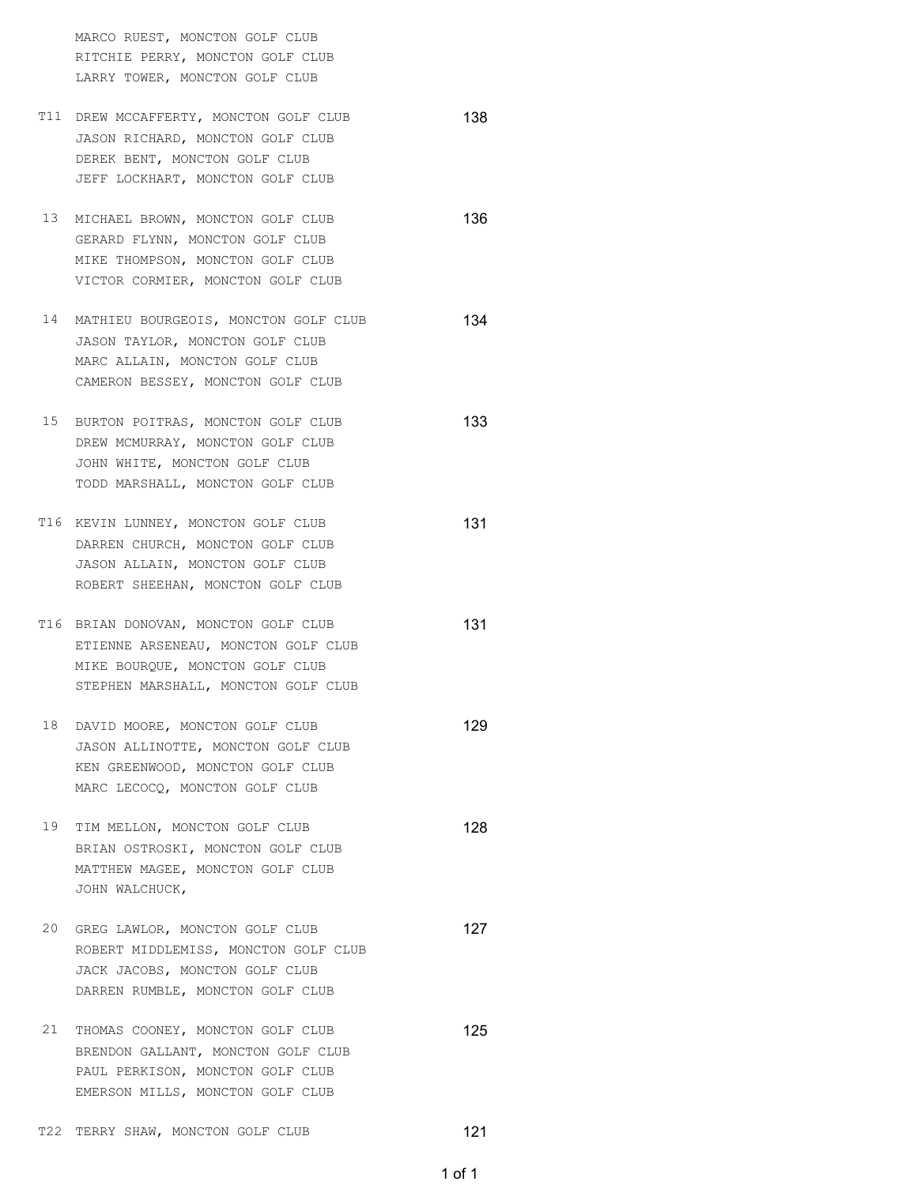MARCO RUEST, MONCTON GOLF CLUB
RITCHIE PERRY, MONCTON GOLF CLUB
LARRY TOWER, MONCTON GOLF CLUB

| Pos | Team | Score |
|---|---|---|
| T11 | DREW MCCAFFERTY, MONCTON GOLF CLUB<br>JASON RICHARD, MONCTON GOLF CLUB<br>DEREK BENT, MONCTON GOLF CLUB<br>JEFF LOCKHART, MONCTON GOLF CLUB | 138 |
| 13 | MICHAEL BROWN, MONCTON GOLF CLUB<br>GERARD FLYNN, MONCTON GOLF CLUB<br>MIKE THOMPSON, MONCTON GOLF CLUB<br>VICTOR CORMIER, MONCTON GOLF CLUB | 136 |
| 14 | MATHIEU BOURGEOIS, MONCTON GOLF CLUB<br>JASON TAYLOR, MONCTON GOLF CLUB<br>MARC ALLAIN, MONCTON GOLF CLUB<br>CAMERON BESSEY, MONCTON GOLF CLUB | 134 |
| 15 | BURTON POITRAS, MONCTON GOLF CLUB<br>DREW MCMURRAY, MONCTON GOLF CLUB<br>JOHN WHITE, MONCTON GOLF CLUB<br>TODD MARSHALL, MONCTON GOLF CLUB | 133 |
| T16 | KEVIN LUNNEY, MONCTON GOLF CLUB<br>DARREN CHURCH, MONCTON GOLF CLUB<br>JASON ALLAIN, MONCTON GOLF CLUB<br>ROBERT SHEEHAN, MONCTON GOLF CLUB | 131 |
| T16 | BRIAN DONOVAN, MONCTON GOLF CLUB<br>ETIENNE ARSENEAU, MONCTON GOLF CLUB<br>MIKE BOURQUE, MONCTON GOLF CLUB<br>STEPHEN MARSHALL, MONCTON GOLF CLUB | 131 |
| 18 | DAVID MOORE, MONCTON GOLF CLUB<br>JASON ALLINOTTE, MONCTON GOLF CLUB<br>KEN GREENWOOD, MONCTON GOLF CLUB<br>MARC LECOCQ, MONCTON GOLF CLUB | 129 |
| 19 | TIM MELLON, MONCTON GOLF CLUB<br>BRIAN OSTROSKI, MONCTON GOLF CLUB<br>MATTHEW MAGEE, MONCTON GOLF CLUB<br>JOHN WALCHUCK, | 128 |
| 20 | GREG LAWLOR, MONCTON GOLF CLUB<br>ROBERT MIDDLEMISS, MONCTON GOLF CLUB<br>JACK JACOBS, MONCTON GOLF CLUB<br>DARREN RUMBLE, MONCTON GOLF CLUB | 127 |
| 21 | THOMAS COONEY, MONCTON GOLF CLUB<br>BRENDON GALLANT, MONCTON GOLF CLUB<br>PAUL PERKISON, MONCTON GOLF CLUB<br>EMERSON MILLS, MONCTON GOLF CLUB | 125 |
| T22 | TERRY SHAW, MONCTON GOLF CLUB | 121 |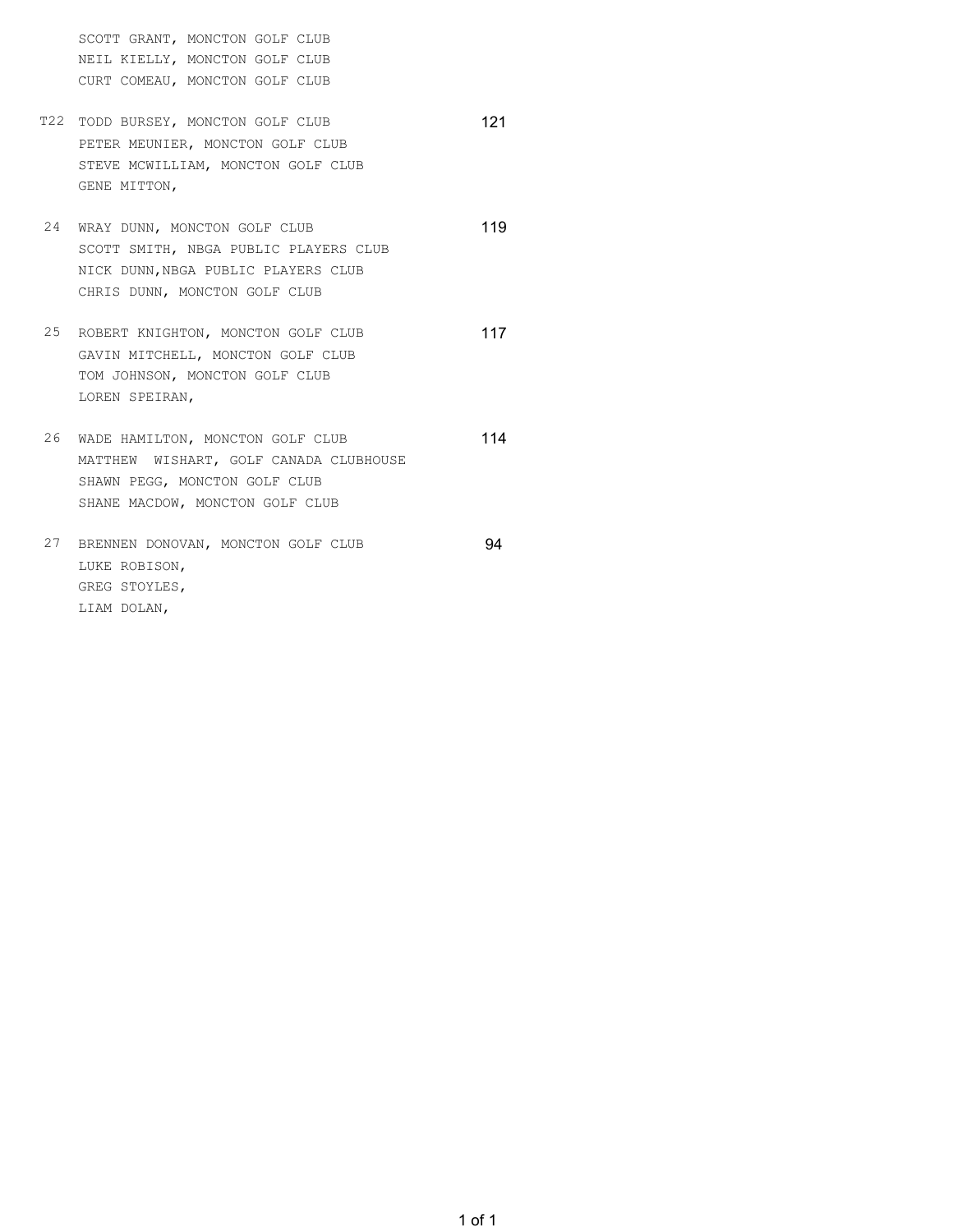| | | |
|---|---|---|
| | SCOTT GRANT, MONCTON GOLF CLUB | |
| | NEIL KIELLY, MONCTON GOLF CLUB | |
| | CURT COMEAU, MONCTON GOLF CLUB | |
| T22 | TODD BURSEY, MONCTON GOLF CLUB | 121 |
| | PETER MEUNIER, MONCTON GOLF CLUB | |
| | STEVE MCWILLIAM, MONCTON GOLF CLUB | |
| | GENE MITTON, | |
| 24 | WRAY DUNN, MONCTON GOLF CLUB | 119 |
| | SCOTT SMITH, NBGA PUBLIC PLAYERS CLUB | |
| | NICK DUNN,NBGA PUBLIC PLAYERS CLUB | |
| | CHRIS DUNN, MONCTON GOLF CLUB | |
| 25 | ROBERT KNIGHTON, MONCTON GOLF CLUB | 117 |
| | GAVIN MITCHELL, MONCTON GOLF CLUB | |
| | TOM JOHNSON, MONCTON GOLF CLUB | |
| | LOREN SPEIRAN, | |
| 26 | WADE HAMILTON, MONCTON GOLF CLUB | 114 |
| | MATTHEW WISHART, GOLF CANADA CLUBHOUSE | |
| | SHAWN PEGG, MONCTON GOLF CLUB | |
| | SHANE MACDOW, MONCTON GOLF CLUB | |
| 27 | BRENNEN DONOVAN, MONCTON GOLF CLUB | 94 |
| | LUKE ROBISON, | |
| | GREG STOYLES, | |
| | LIAM DOLAN, | |